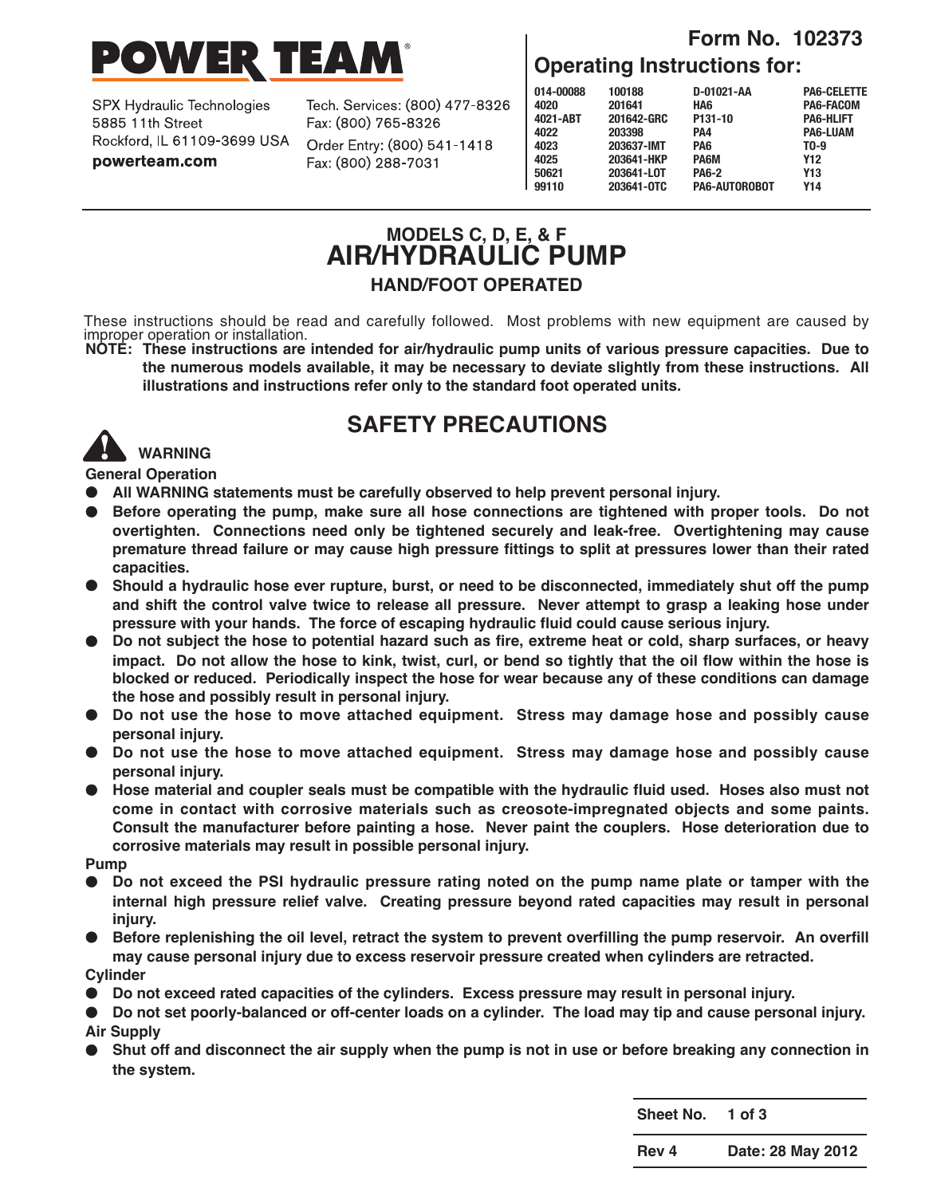# POWER TEAM

SPX Hydraulic Technologies
5885 11th Street
Rockford, IL 61109-3699 USA
**powerteam.com**

Tech. Services: (800) 477-8326
Fax: (800) 765-8326
Order Entry: (800) 541-1418
Fax: (800) 288-7031

**Form No. 102373**

**Operating Instructions for:**

| | | | |
|---|---|---|---|
| 014-00088 | 100188 | D-01021-AA | PA6-CELETTE |
| 4020 | 201641 | HA6 | PA6-FACOM |
| 4021-ABT | 201642-GRC | P131-10 | PA6-HLIFT |
| 4022 | 203398 | PA4 | PA6-LUAM |
| 4023 | 203637-IMT | PA6 | TO-9 |
| 4025 | 203641-HKP | PA6M | Y12 |
| 50621 | 203641-LOT | PA6-2 | Y13 |
| 99110 | 203641-OTC | PA6-AUTOROBOT | Y14 |

## MODELS C, D, E, & F
# AIR/HYDRAULIC PUMP
### HAND/FOOT OPERATED

These instructions should be read and carefully followed. Most problems with new equipment are caused by improper operation or installation.

**NOTE: These instructions are intended for air/hydraulic pump units of various pressure capacities. Due to the numerous models available, it may be necessary to deviate slightly from these instructions. All illustrations and instructions refer only to the standard foot operated units.**

## SAFETY PRECAUTIONS

**WARNING**

**General Operation**

- **All WARNING statements must be carefully observed to help prevent personal injury.**
- **Before operating the pump, make sure all hose connections are tightened with proper tools. Do not overtighten. Connections need only be tightened securely and leak-free. Overtightening may cause premature thread failure or may cause high pressure fittings to split at pressures lower than their rated capacities.**
- **Should a hydraulic hose ever rupture, burst, or need to be disconnected, immediately shut off the pump and shift the control valve twice to release all pressure. Never attempt to grasp a leaking hose under pressure with your hands. The force of escaping hydraulic fluid could cause serious injury.**
- **Do not subject the hose to potential hazard such as fire, extreme heat or cold, sharp surfaces, or heavy impact. Do not allow the hose to kink, twist, curl, or bend so tightly that the oil flow within the hose is blocked or reduced. Periodically inspect the hose for wear because any of these conditions can damage the hose and possibly result in personal injury.**
- **Do not use the hose to move attached equipment. Stress may damage hose and possibly cause personal injury.**
- **Do not use the hose to move attached equipment. Stress may damage hose and possibly cause personal injury.**
- **Hose material and coupler seals must be compatible with the hydraulic fluid used. Hoses also must not come in contact with corrosive materials such as creosote-impregnated objects and some paints. Consult the manufacturer before painting a hose. Never paint the couplers. Hose deterioration due to corrosive materials may result in possible personal injury.**

**Pump**

- **Do not exceed the PSI hydraulic pressure rating noted on the pump name plate or tamper with the internal high pressure relief valve. Creating pressure beyond rated capacities may result in personal injury.**
- **Before replenishing the oil level, retract the system to prevent overfilling the pump reservoir. An overfill may cause personal injury due to excess reservoir pressure created when cylinders are retracted.**

**Cylinder**

- **Do not exceed rated capacities of the cylinders. Excess pressure may result in personal injury.**
- **Do not set poorly-balanced or off-center loads on a cylinder. The load may tip and cause personal injury.**

**Air Supply**

- **Shut off and disconnect the air supply when the pump is not in use or before breaking any connection in the system.**

| | |
|---|---|
| **Sheet No.** | **1 of 3** |
| **Rev 4** | **Date: 28 May 2012** |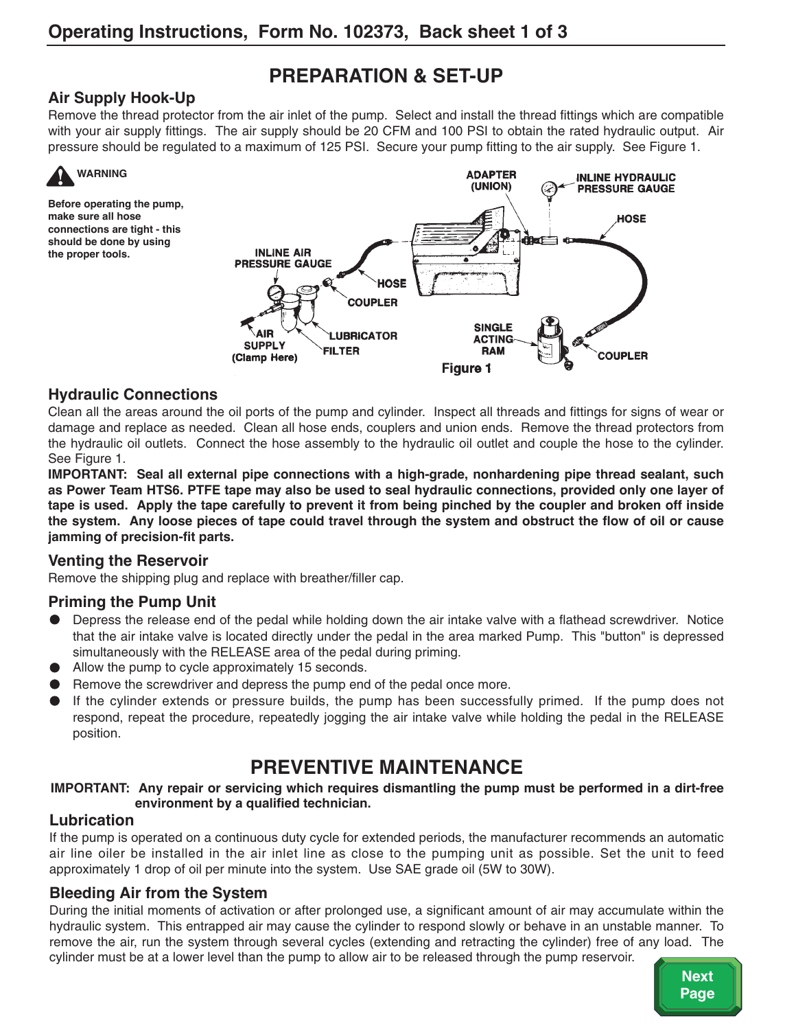# PREPARATION & SET-UP

## Air Supply Hook-Up

Remove the thread protector from the air inlet of the pump. Select and install the thread fittings which are compatible with your air supply fittings. The air supply should be 20 CFM and 100 PSI to obtain the rated hydraulic output. Air pressure should be regulated to a maximum of 125 PSI. Secure your pump fitting to the air supply. See Figure 1.

**WARNING**

**Before operating the pump, make sure all hose connections are tight - this should be done by using the proper tools.**

Figure 1

## Hydraulic Connections

Clean all the areas around the oil ports of the pump and cylinder. Inspect all threads and fittings for signs of wear or damage and replace as needed. Clean all hose ends, couplers and union ends. Remove the thread protectors from the hydraulic oil outlets. Connect the hose assembly to the hydraulic oil outlet and couple the hose to the cylinder. See Figure 1.

**IMPORTANT: Seal all external pipe connections with a high-grade, nonhardening pipe thread sealant, such as Power Team HTS6. PTFE tape may also be used to seal hydraulic connections, provided only one layer of tape is used. Apply the tape carefully to prevent it from being pinched by the coupler and broken off inside the system. Any loose pieces of tape could travel through the system and obstruct the flow of oil or cause jamming of precision-fit parts.**

## Venting the Reservoir

Remove the shipping plug and replace with breather/filler cap.

## Priming the Pump Unit

- Depress the release end of the pedal while holding down the air intake valve with a flathead screwdriver. Notice that the air intake valve is located directly under the pedal in the area marked Pump. This "button" is depressed simultaneously with the RELEASE area of the pedal during priming.
- Allow the pump to cycle approximately 15 seconds.
- Remove the screwdriver and depress the pump end of the pedal once more.
- If the cylinder extends or pressure builds, the pump has been successfully primed. If the pump does not respond, repeat the procedure, repeatedly jogging the air intake valve while holding the pedal in the RELEASE position.

# PREVENTIVE MAINTENANCE

**IMPORTANT: Any repair or servicing which requires dismantling the pump must be performed in a dirt-free environment by a qualified technician.**

## Lubrication

If the pump is operated on a continuous duty cycle for extended periods, the manufacturer recommends an automatic air line oiler be installed in the air inlet line as close to the pumping unit as possible. Set the unit to feed approximately 1 drop of oil per minute into the system. Use SAE grade oil (5W to 30W).

## Bleeding Air from the System

During the initial moments of activation or after prolonged use, a significant amount of air may accumulate within the hydraulic system. This entrapped air may cause the cylinder to respond slowly or behave in an unstable manner. To remove the air, run the system through several cycles (extending and retracting the cylinder) free of any load. The cylinder must be at a lower level than the pump to allow air to be released through the pump reservoir.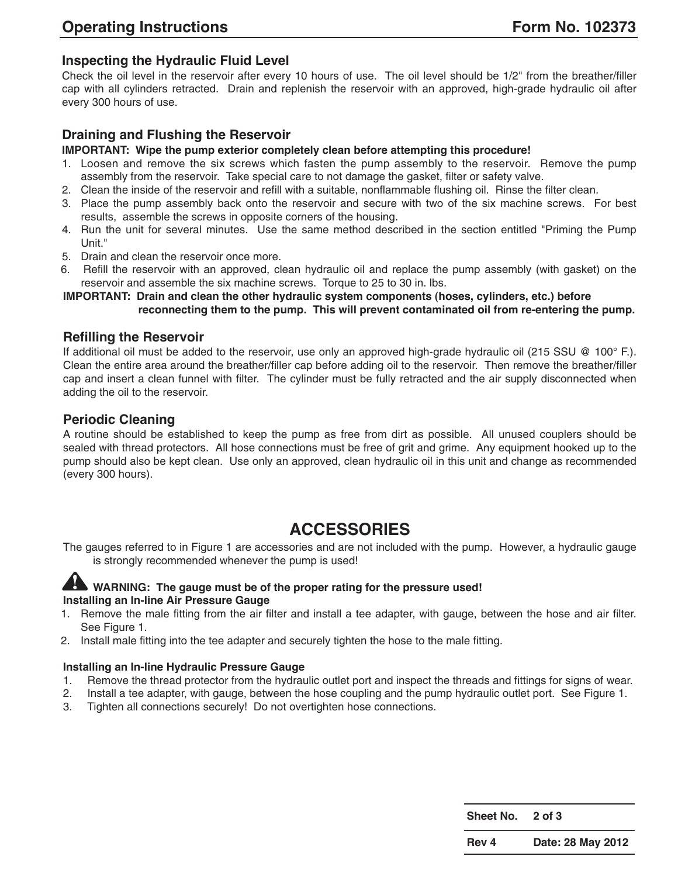### Inspecting the Hydraulic Fluid Level

Check the oil level in the reservoir after every 10 hours of use. The oil level should be 1/2" from the breather/filler cap with all cylinders retracted. Drain and replenish the reservoir with an approved, high-grade hydraulic oil after every 300 hours of use.

### Draining and Flushing the Reservoir

**IMPORTANT: Wipe the pump exterior completely clean before attempting this procedure!**

1. Loosen and remove the six screws which fasten the pump assembly to the reservoir. Remove the pump assembly from the reservoir. Take special care to not damage the gasket, filter or safety valve.
2. Clean the inside of the reservoir and refill with a suitable, nonflammable flushing oil. Rinse the filter clean.
3. Place the pump assembly back onto the reservoir and secure with two of the six machine screws. For best results, assemble the screws in opposite corners of the housing.
4. Run the unit for several minutes. Use the same method described in the section entitled "Priming the Pump Unit."
5. Drain and clean the reservoir once more.
6. Refill the reservoir with an approved, clean hydraulic oil and replace the pump assembly (with gasket) on the reservoir and assemble the six machine screws. Torque to 25 to 30 in. lbs.

**IMPORTANT: Drain and clean the other hydraulic system components (hoses, cylinders, etc.) before reconnecting them to the pump. This will prevent contaminated oil from re-entering the pump.**

### Refilling the Reservoir

If additional oil must be added to the reservoir, use only an approved high-grade hydraulic oil (215 SSU @ 100° F.). Clean the entire area around the breather/filler cap before adding oil to the reservoir. Then remove the breather/filler cap and insert a clean funnel with filter. The cylinder must be fully retracted and the air supply disconnected when adding the oil to the reservoir.

### Periodic Cleaning

A routine should be established to keep the pump as free from dirt as possible. All unused couplers should be sealed with thread protectors. All hose connections must be free of grit and grime. Any equipment hooked up to the pump should also be kept clean. Use only an approved, clean hydraulic oil in this unit and change as recommended (every 300 hours).

## ACCESSORIES

The gauges referred to in Figure 1 are accessories and are not included with the pump. However, a hydraulic gauge is strongly recommended whenever the pump is used!

**WARNING: The gauge must be of the proper rating for the pressure used!**

**Installing an In-line Air Pressure Gauge**

1. Remove the male fitting from the air filter and install a tee adapter, with gauge, between the hose and air filter. See Figure 1.
2. Install male fitting into the tee adapter and securely tighten the hose to the male fitting.

**Installing an In-line Hydraulic Pressure Gauge**

1. Remove the thread protector from the hydraulic outlet port and inspect the threads and fittings for signs of wear.
2. Install a tee adapter, with gauge, between the hose coupling and the pump hydraulic outlet port. See Figure 1.
3. Tighten all connections securely! Do not overtighten hose connections.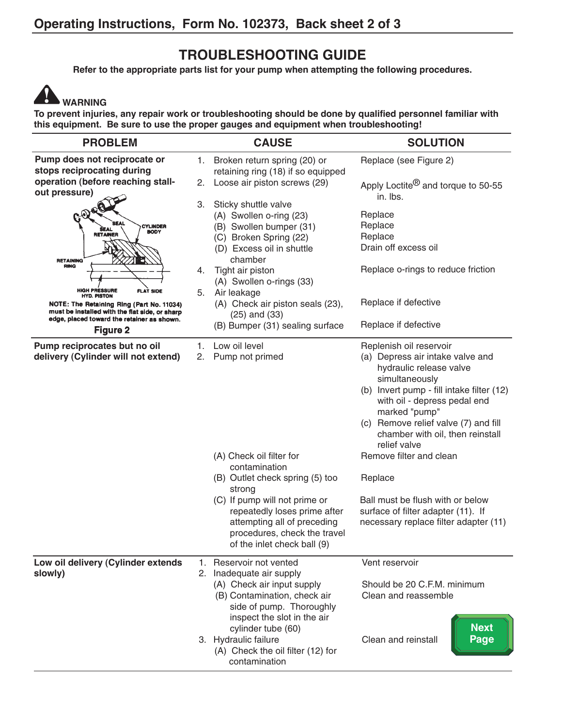# TROUBLESHOOTING GUIDE

**Refer to the appropriate parts list for your pump when attempting the following procedures.**

**WARNING**

**To prevent injuries, any repair work or troubleshooting should be done by qualified personnel familiar with this equipment. Be sure to use the proper gauges and equipment when troubleshooting!**

| PROBLEM | CAUSE | SOLUTION |
|---|---|---|
| **Pump does not reciprocate or stops reciprocating during operation (before reaching stall-out pressure)** | 1. Broken return spring (20) or retaining ring (18) if so equipped | Replace (see Figure 2) |
| | 2. Loose air piston screws (29) | Apply Loctite® and torque to 50-55 in. lbs. |
| | 3. Sticky shuttle valve | |
| | (A) Swollen o-ring (23) | Replace |
| | (B) Swollen bumper (31) | Replace |
| | (C) Broken Spring (22) | Replace |
| | (D) Excess oil in shuttle chamber | Drain off excess oil |
| | 4. Tight air piston | Replace o-rings to reduce friction |
| | (A) Swollen o-rings (33) | |
| | 5. Air leakage | |
| | (A) Check air piston seals (23), (25) and (33) | Replace if defective |
| | (B) Bumper (31) sealing surface | Replace if defective |
| **Pump reciprocates but no oil delivery (Cylinder will not extend)** | 1. Low oil level | Replenish oil reservoir |
| | 2. Pump not primed | (a) Depress air intake valve and hydraulic release valve simultaneously<br>(b) Invert pump - fill intake filter (12) with oil - depress pedal end marked "pump"<br>(c) Remove relief valve (7) and fill chamber with oil, then reinstall relief valve |
| | (A) Check oil filter for contamination | Remove filter and clean |
| | (B) Outlet check spring (5) too strong | Replace |
| | (C) If pump will not prime or repeatedly loses prime after attempting all of preceding procedures, check the travel of the inlet check ball (9) | Ball must be flush with or below surface of filter adapter (11). If necessary replace filter adapter (11) |
| **Low oil delivery (Cylinder extends slowly)** | 1. Reservoir not vented | Vent reservoir |
| | 2. Inadequate air supply | |
| | (A) Check air input supply | Should be 20 C.F.M. minimum |
| | (B) Contamination, check air side of pump. Thoroughly inspect the slot in the air cylinder tube (60) | Clean and reassemble |
| | 3. Hydraulic failure | |
| | (A) Check the oil filter (12) for contamination | Clean and reinstall |

SEAL, SEAL RETAINER, CYLINDER BODY, RETAINING RING, HIGH PRESSURE HYD. PISTON, FLAT SIDE

**NOTE: The Retaining Ring (Part No. 11034) must be installed with the flat side, or sharp edge, placed toward the retainer as shown.**

**Figure 2**

Next Page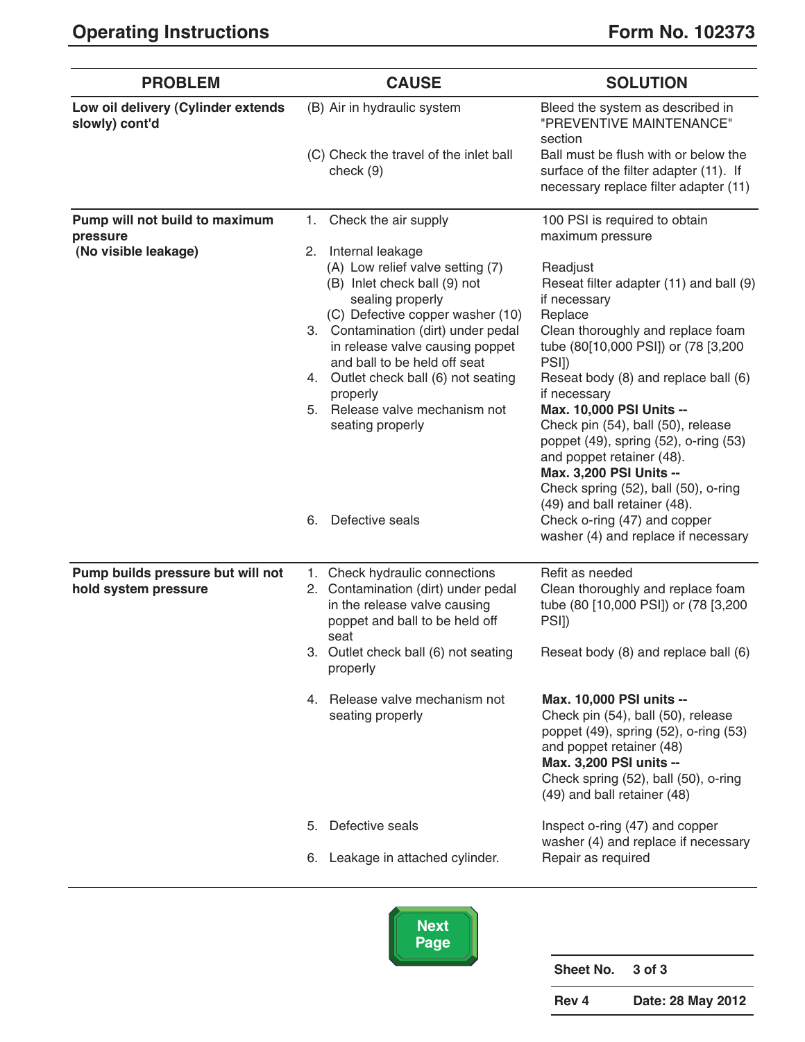| PROBLEM | CAUSE | SOLUTION |
|---|---|---|
| **Low oil delivery (Cylinder extends slowly) cont'd** | (B) Air in hydraulic system | Bleed the system as described in "PREVENTIVE MAINTENANCE" section |
| | (C) Check the travel of the inlet ball check (9) | Ball must be flush with or below the surface of the filter adapter (11). If necessary replace filter adapter (11) |
| **Pump will not build to maximum pressure (No visible leakage)** | 1. Check the air supply | 100 PSI is required to obtain maximum pressure |
| | 2. Internal leakage | |
| | (A) Low relief valve setting (7) | Readjust |
| | (B) Inlet check ball (9) not sealing properly | Reseat filter adapter (11) and ball (9) if necessary |
| | (C) Defective copper washer (10) | Replace |
| | 3. Contamination (dirt) under pedal in release valve causing poppet and ball to be held off seat | Clean thoroughly and replace foam tube (80[10,000 PSI]) or (78 [3,200 PSI]) |
| | 4. Outlet check ball (6) not seating properly | Reseat body (8) and replace ball (6) if necessary |
| | 5. Release valve mechanism not seating properly | **Max. 10,000 PSI Units --** Check pin (54), ball (50), release poppet (49), spring (52), o-ring (53) and poppet retainer (48). **Max. 3,200 PSI Units --** Check spring (52), ball (50), o-ring (49) and ball retainer (48). |
| | 6. Defective seals | Check o-ring (47) and copper washer (4) and replace if necessary |
| **Pump builds pressure but will not hold system pressure** | 1. Check hydraulic connections | Refit as needed |
| | 2. Contamination (dirt) under pedal in the release valve causing poppet and ball to be held off seat | Clean thoroughly and replace foam tube (80 [10,000 PSI]) or (78 [3,200 PSI]) |
| | 3. Outlet check ball (6) not seating properly | Reseat body (8) and replace ball (6) |
| | 4. Release valve mechanism not seating properly | **Max. 10,000 PSI units --** Check pin (54), ball (50), release poppet (49), spring (52), o-ring (53) and poppet retainer (48) **Max. 3,200 PSI units --** Check spring (52), ball (50), o-ring (49) and ball retainer (48) |
| | 5. Defective seals | Inspect o-ring (47) and copper washer (4) and replace if necessary |
| | 6. Leakage in attached cylinder. | Repair as required |

| Sheet No. | 3 of 3 |
|---|---|
| Rev 4 | Date: 28 May 2012 |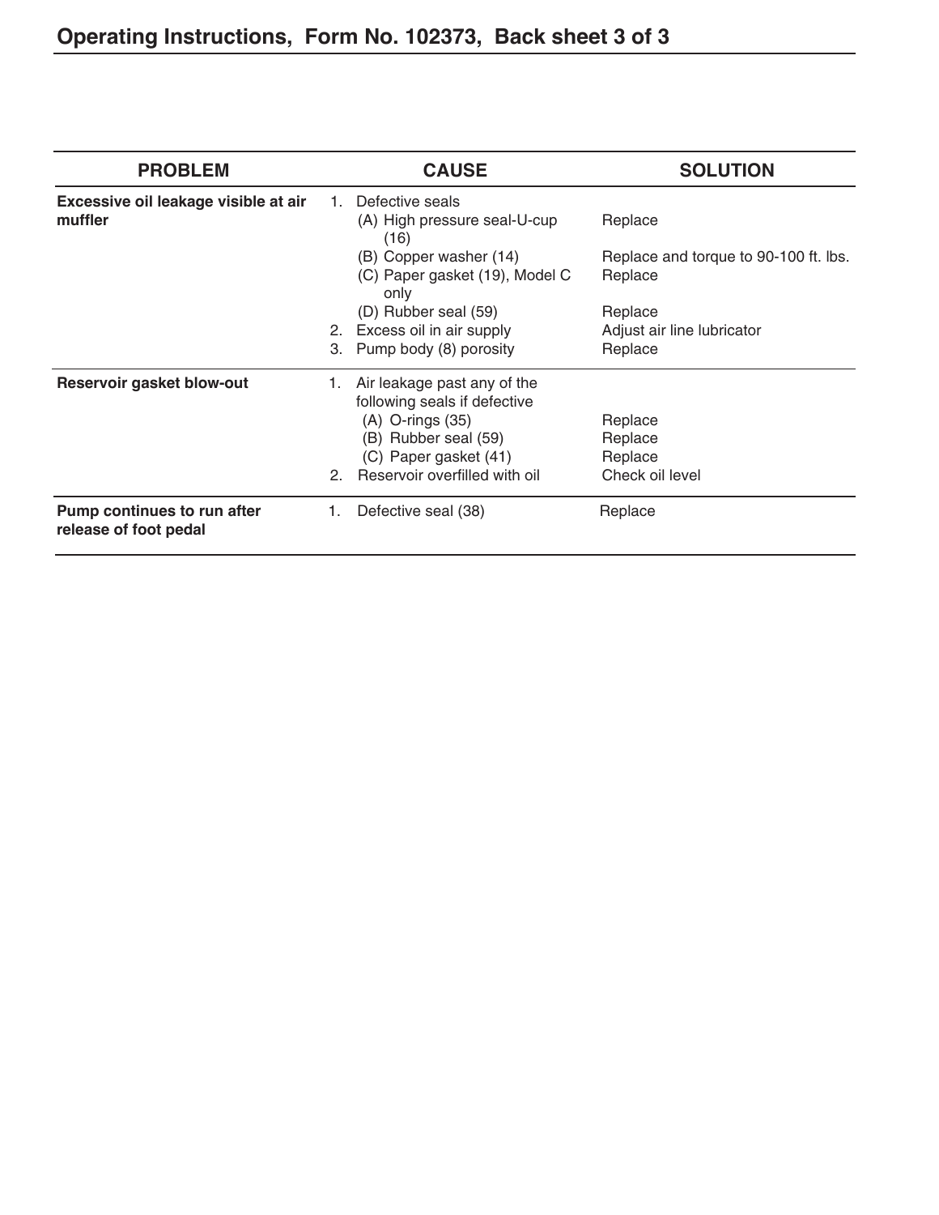| PROBLEM | CAUSE | SOLUTION |
|---|---|---|
| **Excessive oil leakage visible at air muffler** | 1. Defective seals | |
| | (A) High pressure seal-U-cup (16) | Replace |
| | (B) Copper washer (14) | Replace and torque to 90-100 ft. lbs. |
| | (C) Paper gasket (19), Model C only | Replace |
| | (D) Rubber seal (59) | Replace |
| | 2. Excess oil in air supply | Adjust air line lubricator |
| | 3. Pump body (8) porosity | Replace |
| **Reservoir gasket blow-out** | 1. Air leakage past any of the following seals if defective | |
| | (A) O-rings (35) | Replace |
| | (B) Rubber seal (59) | Replace |
| | (C) Paper gasket (41) | Replace |
| | 2. Reservoir overfilled with oil | Check oil level |
| **Pump continues to run after release of foot pedal** | 1. Defective seal (38) | Replace |